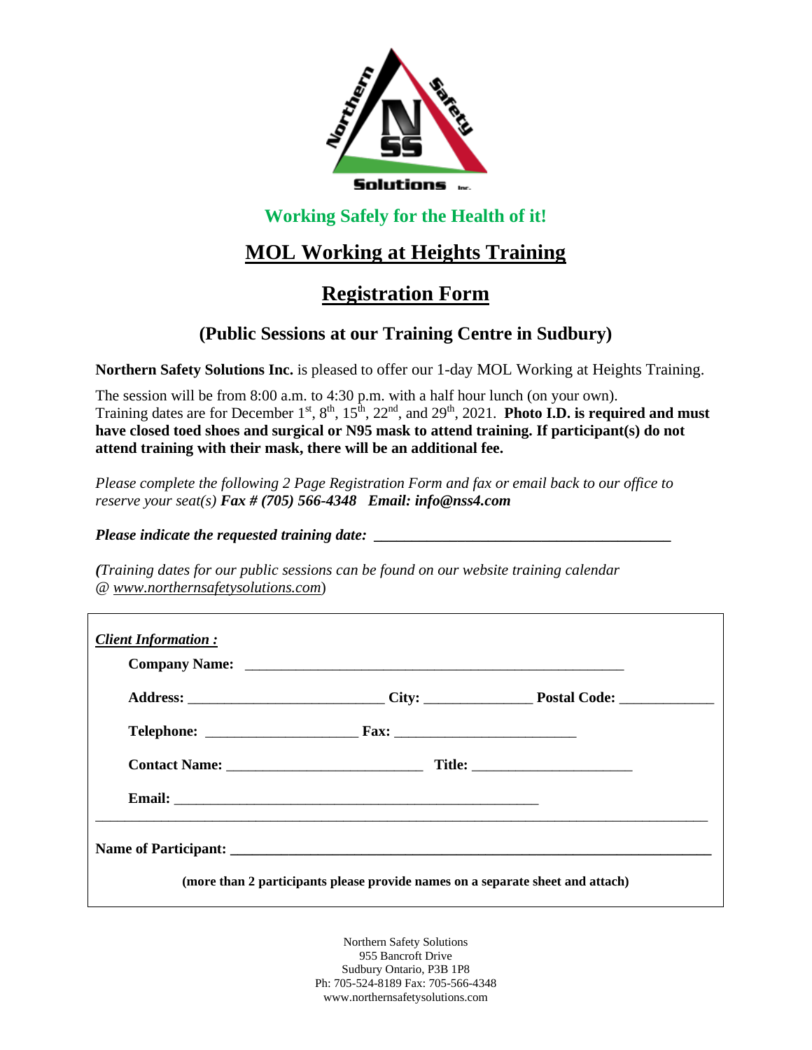Northern Safety Solutions Inc.

**Working Safely for the Health of it!**

# MOL Working at Heights Training

# Registration Form

## (Public Sessions at our Training Centre in Sudbury)

**Northern Safety Solutions Inc.** is pleased to offer our 1-day MOL Working at Heights Training.

The session will be from 8:00 a.m. to 4:30 p.m. with a half hour lunch (on your own). Training dates are for December 1st, 8th, 15th, 22nd, and 29th, 2021. **Photo I.D. is required and must have closed toed shoes and surgical or N95 mask to attend training. If participant(s) do not attend training with their mask, there will be an additional fee.**

*Please complete the following 2 Page Registration Form and fax or email back to our office to reserve your seat(s)* ***Fax # (705) 566-4348 Email: info@nss4.com***

***Please indicate the requested training date:*** **\_\_\_\_\_\_\_\_\_\_\_\_\_\_\_\_\_\_\_\_\_\_\_\_\_\_\_\_\_\_\_\_\_\_\_\_\_\_\_\_**

***(****Training dates for our public sessions can be found on our website training calendar @ www.northernsafetysolutions.com*)

***Client Information :***

**Company Name:** \_\_\_\_\_\_\_\_\_\_\_\_\_\_\_\_\_\_\_\_\_\_\_\_\_\_\_\_\_\_\_\_\_\_\_\_\_\_\_\_\_\_\_\_\_\_\_\_\_\_\_\_

**Address:** \_\_\_\_\_\_\_\_\_\_\_\_\_\_\_\_\_\_\_\_\_\_\_\_\_\_\_ **City:** \_\_\_\_\_\_\_\_\_\_\_\_\_\_\_ **Postal Code:** \_\_\_\_\_\_\_\_\_\_\_\_\_

**Telephone:** \_\_\_\_\_\_\_\_\_\_\_\_\_\_\_\_\_\_\_\_\_ **Fax:** \_\_\_\_\_\_\_\_\_\_\_\_\_\_\_\_\_\_\_\_\_\_\_\_\_\_

**Contact Name:** \_\_\_\_\_\_\_\_\_\_\_\_\_\_\_\_\_\_\_\_\_\_\_\_\_\_\_\_ **Title:** \_\_\_\_\_\_\_\_\_\_\_\_\_\_\_\_\_\_\_\_\_\_

**Email:** \_\_\_\_\_\_\_\_\_\_\_\_\_\_\_\_\_\_\_\_\_\_\_\_\_\_\_\_\_\_\_\_\_\_\_\_\_\_\_\_\_\_\_\_\_\_\_\_\_\_\_

**Name of Participant:** \_\_\_\_\_\_\_\_\_\_\_\_\_\_\_\_\_\_\_\_\_\_\_\_\_\_\_\_\_\_\_\_\_\_\_\_\_\_\_\_\_\_\_\_\_\_\_\_\_\_\_\_\_\_\_\_\_\_\_\_\_\_\_\_\_\_\_

**(more than 2 participants please provide names on a separate sheet and attach)**

Northern Safety Solutions
955 Bancroft Drive
Sudbury Ontario, P3B 1P8
Ph: 705-524-8189 Fax: 705-566-4348
www.northernsafetysolutions.com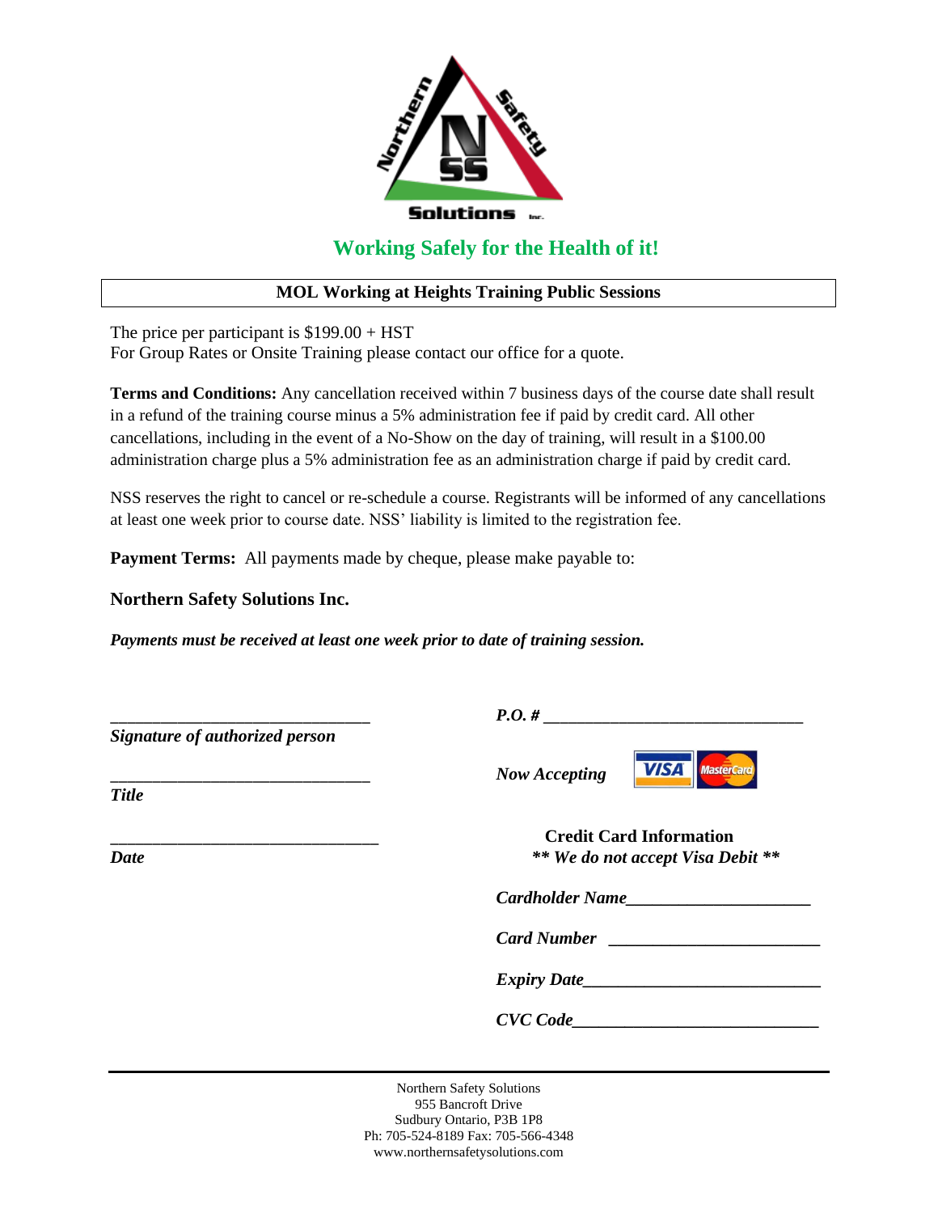Northern Safety Solutions Inc.

## Working Safely for the Health of it!

**MOL Working at Heights Training Public Sessions**

The price per participant is $199.00 + HST
For Group Rates or Onsite Training please contact our office for a quote.

**Terms and Conditions:** Any cancellation received within 7 business days of the course date shall result in a refund of the training course minus a 5% administration fee if paid by credit card. All other cancellations, including in the event of a No-Show on the day of training, will result in a $100.00 administration charge plus a 5% administration fee as an administration charge if paid by credit card.

NSS reserves the right to cancel or re-schedule a course. Registrants will be informed of any cancellations at least one week prior to course date. NSS' liability is limited to the registration fee.

**Payment Terms:** All payments made by cheque, please make payable to:

**Northern Safety Solutions Inc.**

***Payments must be received at least one week prior to date of training session.***

_______________________________
***Signature of authorized person***

_______________________________
***Title***

_______________________________
***Date***

***P.O. #*** _______________________________

***Now Accepting*** VISA MasterCard

**Credit Card Information**
***\*\* We do not accept Visa Debit \*\****

***Cardholder Name***_____________________

***Card Number*** ________________________

***Expiry Date***___________________________

***CVC Code***____________________________

Northern Safety Solutions
955 Bancroft Drive
Sudbury Ontario, P3B 1P8
Ph: 705-524-8189 Fax: 705-566-4348
www.northernsafetysolutions.com